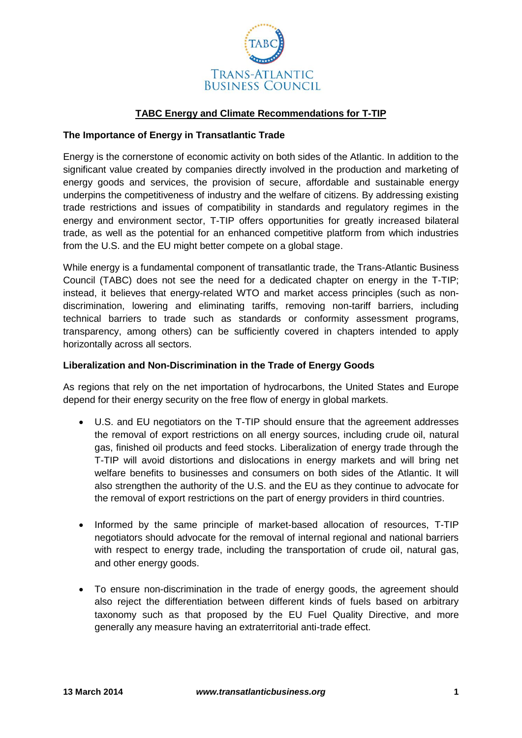# TABC Energy and Climate Recommendations for T-TIP

## The Importance of Energy in Transatlantic Trade

Energy is the cornerstone of economic activity on both sides of the Atlantic. In addition to the significant value created by companies directly involved in the production and marketing of energy goods and services, the provision of secure, affordable and sustainable energy underpins the competitiveness of industry and the welfare of citizens. By addressing existing trade restrictions and issues of compatibility in standards and regulatory regimes in the energy and environment sector, T-TIP offers opportunities for greatly increased bilateral trade, as well as the potential for an enhanced competitive platform from which industries from the U.S. and the EU might better compete on a global stage.

While energy is a fundamental component of transatlantic trade, the Trans-Atlantic Business Council (TABC) does not see the need for a dedicated chapter on energy in the T-TIP; instead, it believes that energy-related WTO and market access principles (such as non-discrimination, lowering and eliminating tariffs, removing non-tariff barriers, including technical barriers to trade such as standards or conformity assessment programs, transparency, among others) can be sufficiently covered in chapters intended to apply horizontally across all sectors.

## Liberalization and Non-Discrimination in the Trade of Energy Goods

As regions that rely on the net importation of hydrocarbons, the United States and Europe depend for their energy security on the free flow of energy in global markets.

- U.S. and EU negotiators on the T-TIP should ensure that the agreement addresses the removal of export restrictions on all energy sources, including crude oil, natural gas, finished oil products and feed stocks. Liberalization of energy trade through the T-TIP will avoid distortions and dislocations in energy markets and will bring net welfare benefits to businesses and consumers on both sides of the Atlantic. It will also strengthen the authority of the U.S. and the EU as they continue to advocate for the removal of export restrictions on the part of energy providers in third countries.

- Informed by the same principle of market-based allocation of resources, T-TIP negotiators should advocate for the removal of internal regional and national barriers with respect to energy trade, including the transportation of crude oil, natural gas, and other energy goods.

- To ensure non-discrimination in the trade of energy goods, the agreement should also reject the differentiation between different kinds of fuels based on arbitrary taxonomy such as that proposed by the EU Fuel Quality Directive, and more generally any measure having an extraterritorial anti-trade effect.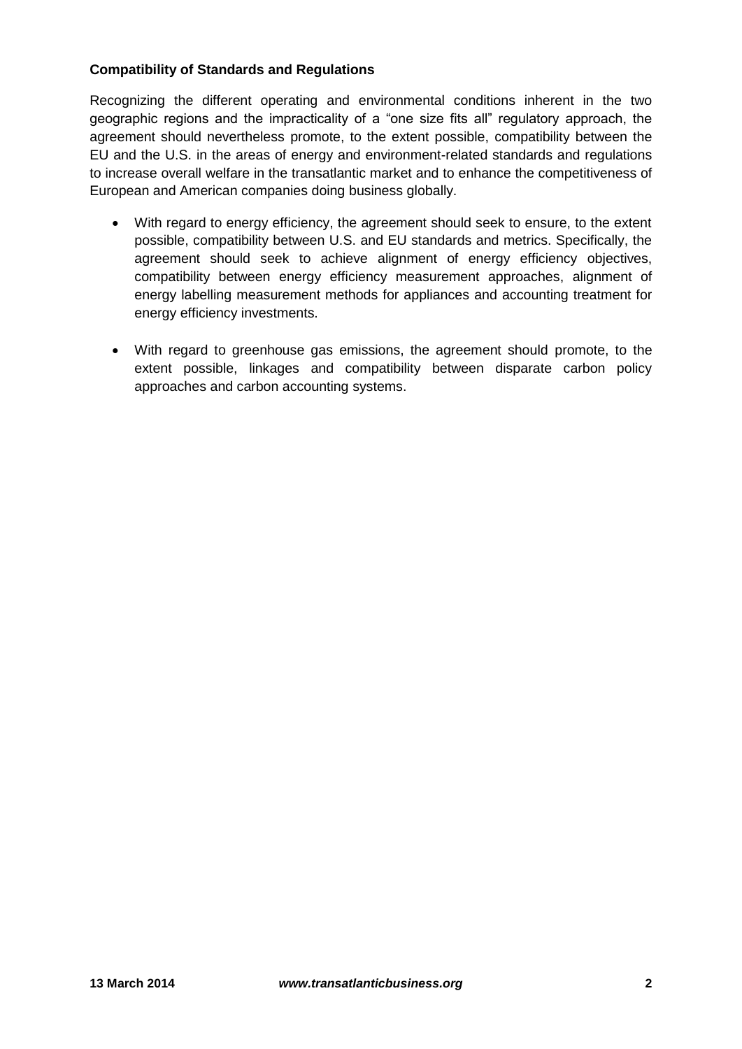**Compatibility of Standards and Regulations**

Recognizing the different operating and environmental conditions inherent in the two geographic regions and the impracticality of a "one size fits all" regulatory approach, the agreement should nevertheless promote, to the extent possible, compatibility between the EU and the U.S. in the areas of energy and environment-related standards and regulations to increase overall welfare in the transatlantic market and to enhance the competitiveness of European and American companies doing business globally.

- With regard to energy efficiency, the agreement should seek to ensure, to the extent possible, compatibility between U.S. and EU standards and metrics. Specifically, the agreement should seek to achieve alignment of energy efficiency objectives, compatibility between energy efficiency measurement approaches, alignment of energy labelling measurement methods for appliances and accounting treatment for energy efficiency investments.

- With regard to greenhouse gas emissions, the agreement should promote, to the extent possible, linkages and compatibility between disparate carbon policy approaches and carbon accounting systems.